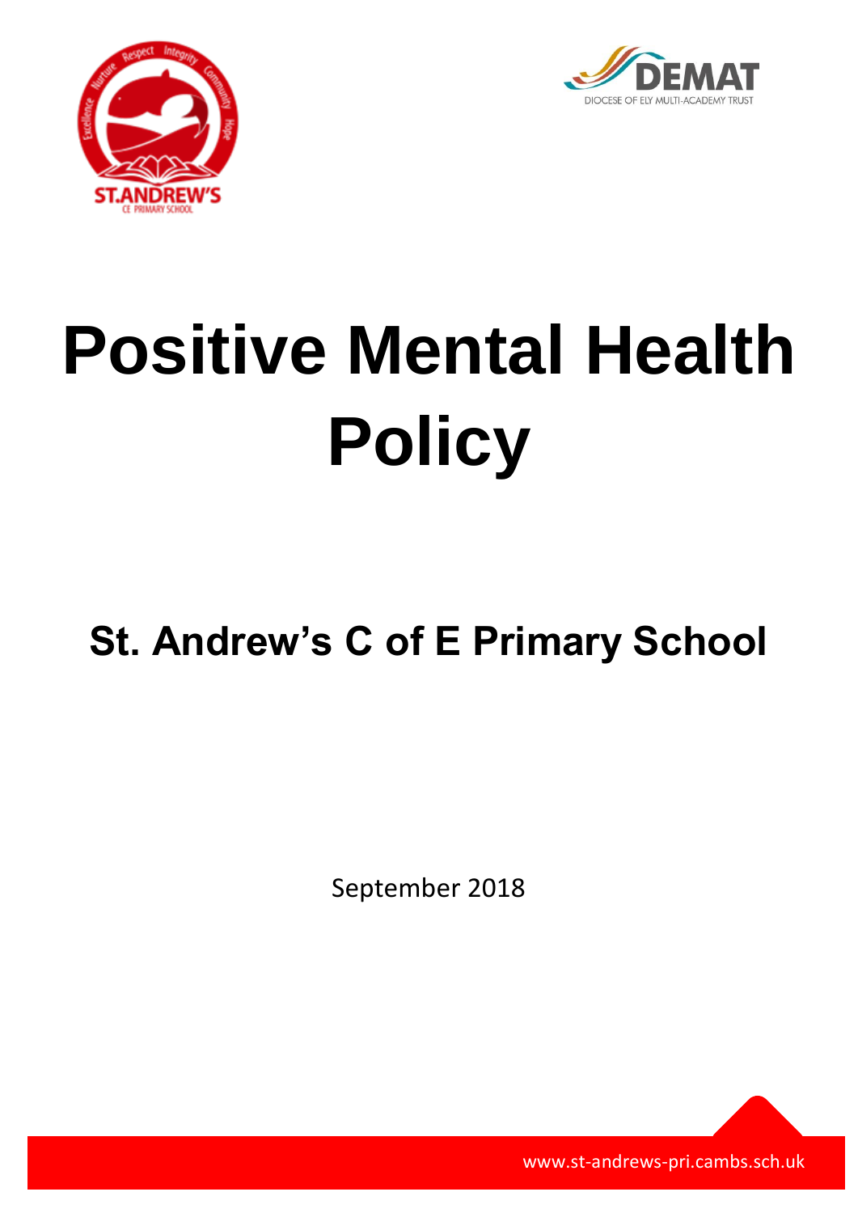# Positive Mental Health Policy

## St. Andrew's C of E Primary School

September 2018

www.st-andrews-pri.cambs.sch.uk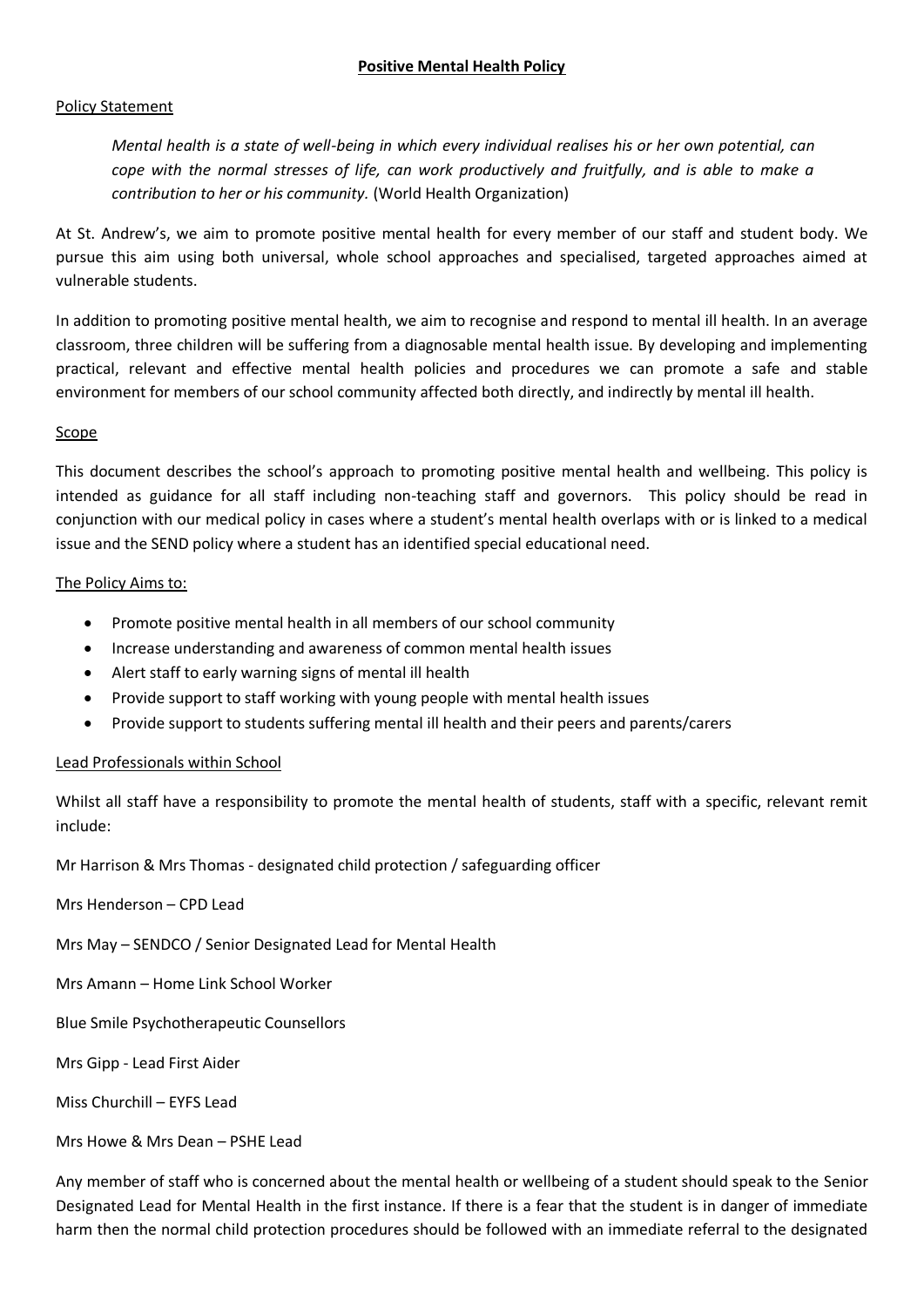# Positive Mental Health Policy

## Policy Statement

*Mental health is a state of well-being in which every individual realises his or her own potential, can cope with the normal stresses of life, can work productively and fruitfully, and is able to make a contribution to her or his community.* (World Health Organization)

At St. Andrew's, we aim to promote positive mental health for every member of our staff and student body. We pursue this aim using both universal, whole school approaches and specialised, targeted approaches aimed at vulnerable students.

In addition to promoting positive mental health, we aim to recognise and respond to mental ill health. In an average classroom, three children will be suffering from a diagnosable mental health issue. By developing and implementing practical, relevant and effective mental health policies and procedures we can promote a safe and stable environment for members of our school community affected both directly, and indirectly by mental ill health.

## Scope

This document describes the school's approach to promoting positive mental health and wellbeing. This policy is intended as guidance for all staff including non-teaching staff and governors. This policy should be read in conjunction with our medical policy in cases where a student's mental health overlaps with or is linked to a medical issue and the SEND policy where a student has an identified special educational need.

## The Policy Aims to:

- Promote positive mental health in all members of our school community
- Increase understanding and awareness of common mental health issues
- Alert staff to early warning signs of mental ill health
- Provide support to staff working with young people with mental health issues
- Provide support to students suffering mental ill health and their peers and parents/carers

## Lead Professionals within School

Whilst all staff have a responsibility to promote the mental health of students, staff with a specific, relevant remit include:

Mr Harrison & Mrs Thomas - designated child protection / safeguarding officer

Mrs Henderson – CPD Lead

Mrs May – SENDCO / Senior Designated Lead for Mental Health

Mrs Amann – Home Link School Worker

Blue Smile Psychotherapeutic Counsellors

Mrs Gipp - Lead First Aider

Miss Churchill – EYFS Lead

Mrs Howe & Mrs Dean – PSHE Lead

Any member of staff who is concerned about the mental health or wellbeing of a student should speak to the Senior Designated Lead for Mental Health in the first instance. If there is a fear that the student is in danger of immediate harm then the normal child protection procedures should be followed with an immediate referral to the designated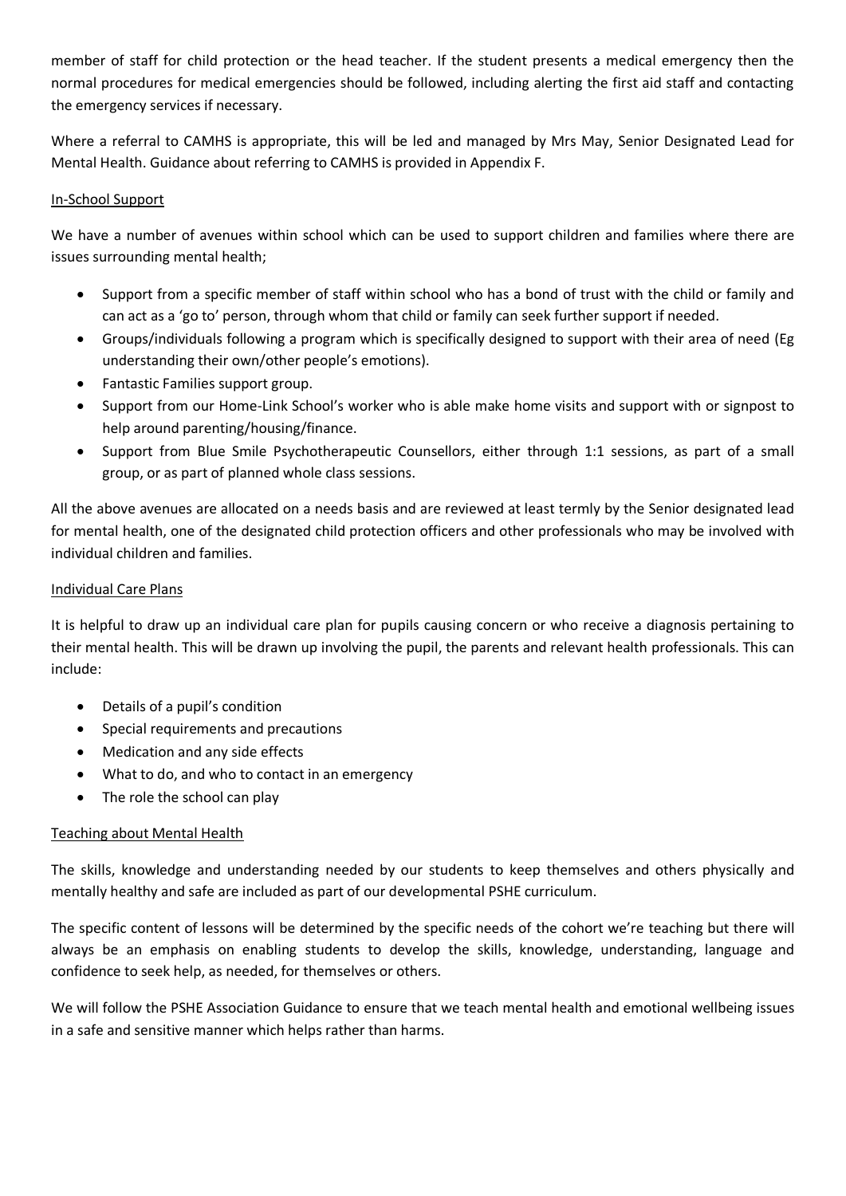member of staff for child protection or the head teacher. If the student presents a medical emergency then the normal procedures for medical emergencies should be followed, including alerting the first aid staff and contacting the emergency services if necessary.

Where a referral to CAMHS is appropriate, this will be led and managed by Mrs May, Senior Designated Lead for Mental Health. Guidance about referring to CAMHS is provided in Appendix F.

### In-School Support

We have a number of avenues within school which can be used to support children and families where there are issues surrounding mental health;

- Support from a specific member of staff within school who has a bond of trust with the child or family and can act as a 'go to' person, through whom that child or family can seek further support if needed.
- Groups/individuals following a program which is specifically designed to support with their area of need (Eg understanding their own/other people's emotions).
- Fantastic Families support group.
- Support from our Home-Link School's worker who is able make home visits and support with or signpost to help around parenting/housing/finance.
- Support from Blue Smile Psychotherapeutic Counsellors, either through 1:1 sessions, as part of a small group, or as part of planned whole class sessions.

All the above avenues are allocated on a needs basis and are reviewed at least termly by the Senior designated lead for mental health, one of the designated child protection officers and other professionals who may be involved with individual children and families.

### Individual Care Plans

It is helpful to draw up an individual care plan for pupils causing concern or who receive a diagnosis pertaining to their mental health. This will be drawn up involving the pupil, the parents and relevant health professionals. This can include:

- Details of a pupil's condition
- Special requirements and precautions
- Medication and any side effects
- What to do, and who to contact in an emergency
- The role the school can play

### Teaching about Mental Health

The skills, knowledge and understanding needed by our students to keep themselves and others physically and mentally healthy and safe are included as part of our developmental PSHE curriculum.

The specific content of lessons will be determined by the specific needs of the cohort we're teaching but there will always be an emphasis on enabling students to develop the skills, knowledge, understanding, language and confidence to seek help, as needed, for themselves or others.

We will follow the PSHE Association Guidance to ensure that we teach mental health and emotional wellbeing issues in a safe and sensitive manner which helps rather than harms.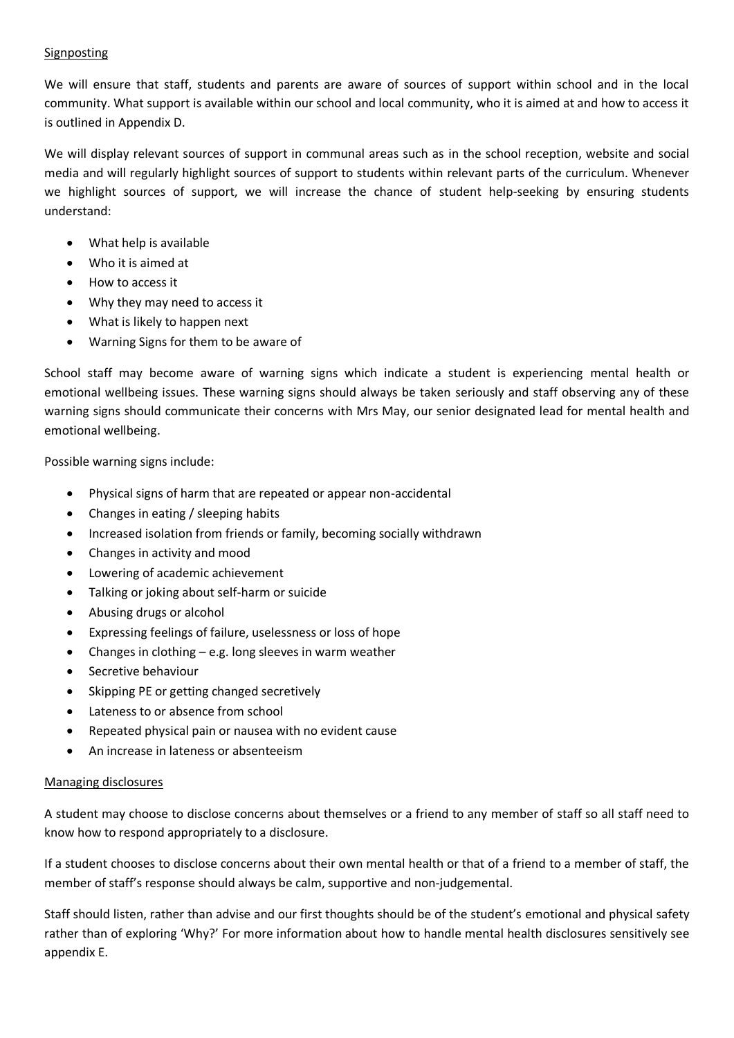## Signposting

We will ensure that staff, students and parents are aware of sources of support within school and in the local community. What support is available within our school and local community, who it is aimed at and how to access it is outlined in Appendix D.

We will display relevant sources of support in communal areas such as in the school reception, website and social media and will regularly highlight sources of support to students within relevant parts of the curriculum. Whenever we highlight sources of support, we will increase the chance of student help-seeking by ensuring students understand:

- What help is available
- Who it is aimed at
- How to access it
- Why they may need to access it
- What is likely to happen next
- Warning Signs for them to be aware of

School staff may become aware of warning signs which indicate a student is experiencing mental health or emotional wellbeing issues. These warning signs should always be taken seriously and staff observing any of these warning signs should communicate their concerns with Mrs May, our senior designated lead for mental health and emotional wellbeing.

Possible warning signs include:

- Physical signs of harm that are repeated or appear non-accidental
- Changes in eating / sleeping habits
- Increased isolation from friends or family, becoming socially withdrawn
- Changes in activity and mood
- Lowering of academic achievement
- Talking or joking about self-harm or suicide
- Abusing drugs or alcohol
- Expressing feelings of failure, uselessness or loss of hope
- Changes in clothing – e.g. long sleeves in warm weather
- Secretive behaviour
- Skipping PE or getting changed secretively
- Lateness to or absence from school
- Repeated physical pain or nausea with no evident cause
- An increase in lateness or absenteeism

## Managing disclosures

A student may choose to disclose concerns about themselves or a friend to any member of staff so all staff need to know how to respond appropriately to a disclosure.

If a student chooses to disclose concerns about their own mental health or that of a friend to a member of staff, the member of staff's response should always be calm, supportive and non-judgemental.

Staff should listen, rather than advise and our first thoughts should be of the student's emotional and physical safety rather than of exploring 'Why?' For more information about how to handle mental health disclosures sensitively see appendix E.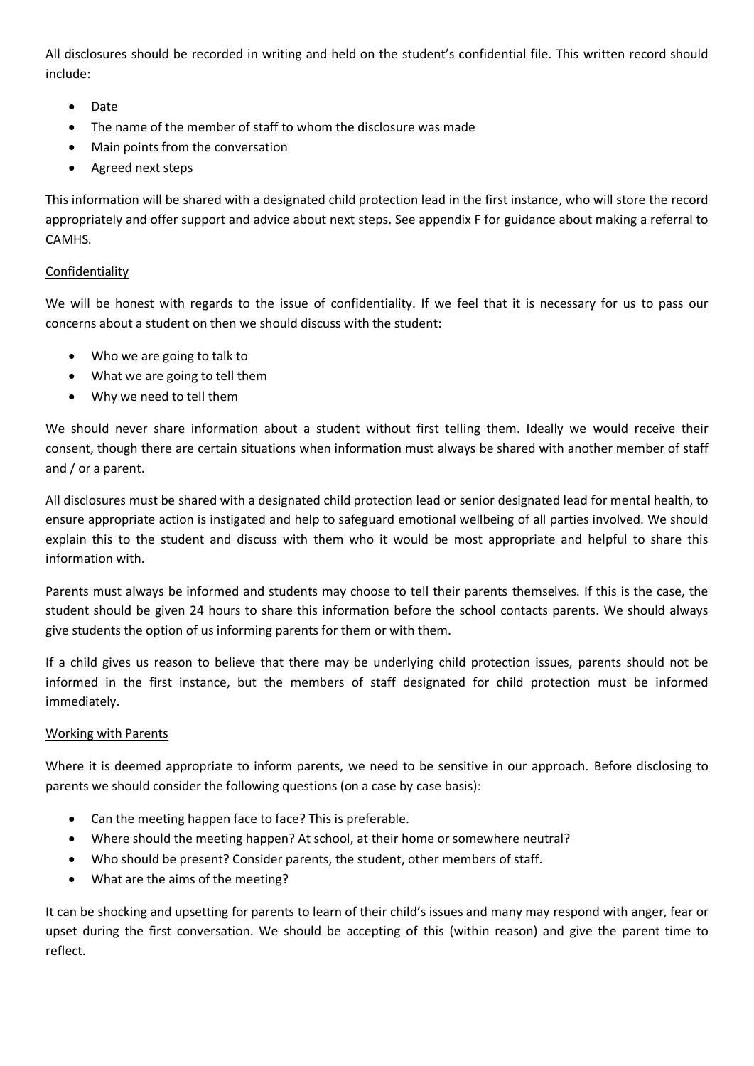All disclosures should be recorded in writing and held on the student's confidential file. This written record should include:

- Date
- The name of the member of staff to whom the disclosure was made
- Main points from the conversation
- Agreed next steps

This information will be shared with a designated child protection lead in the first instance, who will store the record appropriately and offer support and advice about next steps. See appendix F for guidance about making a referral to CAMHS.

### Confidentiality

We will be honest with regards to the issue of confidentiality. If we feel that it is necessary for us to pass our concerns about a student on then we should discuss with the student:

- Who we are going to talk to
- What we are going to tell them
- Why we need to tell them

We should never share information about a student without first telling them. Ideally we would receive their consent, though there are certain situations when information must always be shared with another member of staff and / or a parent.

All disclosures must be shared with a designated child protection lead or senior designated lead for mental health, to ensure appropriate action is instigated and help to safeguard emotional wellbeing of all parties involved. We should explain this to the student and discuss with them who it would be most appropriate and helpful to share this information with.

Parents must always be informed and students may choose to tell their parents themselves. If this is the case, the student should be given 24 hours to share this information before the school contacts parents. We should always give students the option of us informing parents for them or with them.

If a child gives us reason to believe that there may be underlying child protection issues, parents should not be informed in the first instance, but the members of staff designated for child protection must be informed immediately.

### Working with Parents

Where it is deemed appropriate to inform parents, we need to be sensitive in our approach. Before disclosing to parents we should consider the following questions (on a case by case basis):

- Can the meeting happen face to face? This is preferable.
- Where should the meeting happen? At school, at their home or somewhere neutral?
- Who should be present? Consider parents, the student, other members of staff.
- What are the aims of the meeting?

It can be shocking and upsetting for parents to learn of their child's issues and many may respond with anger, fear or upset during the first conversation. We should be accepting of this (within reason) and give the parent time to reflect.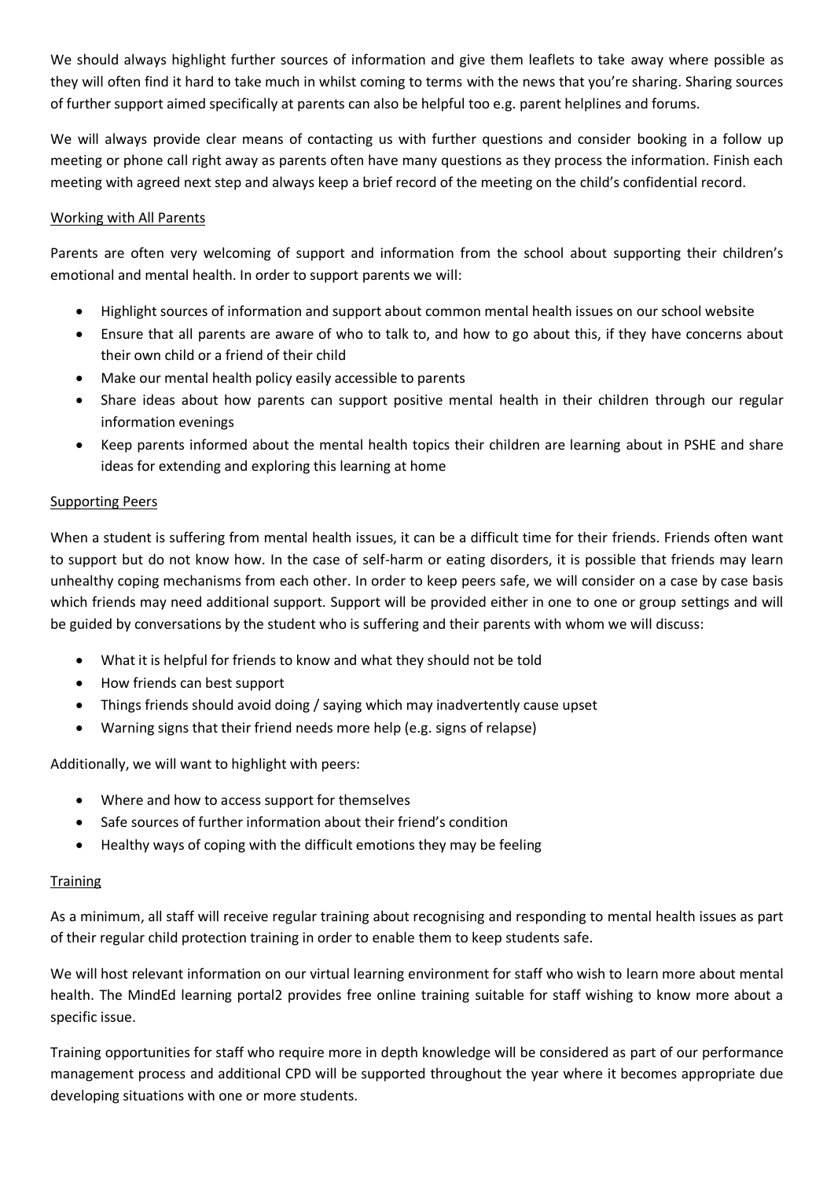We should always highlight further sources of information and give them leaflets to take away where possible as they will often find it hard to take much in whilst coming to terms with the news that you're sharing. Sharing sources of further support aimed specifically at parents can also be helpful too e.g. parent helplines and forums.

We will always provide clear means of contacting us with further questions and consider booking in a follow up meeting or phone call right away as parents often have many questions as they process the information. Finish each meeting with agreed next step and always keep a brief record of the meeting on the child's confidential record.

## Working with All Parents

Parents are often very welcoming of support and information from the school about supporting their children's emotional and mental health. In order to support parents we will:

- Highlight sources of information and support about common mental health issues on our school website
- Ensure that all parents are aware of who to talk to, and how to go about this, if they have concerns about their own child or a friend of their child
- Make our mental health policy easily accessible to parents
- Share ideas about how parents can support positive mental health in their children through our regular information evenings
- Keep parents informed about the mental health topics their children are learning about in PSHE and share ideas for extending and exploring this learning at home

## Supporting Peers

When a student is suffering from mental health issues, it can be a difficult time for their friends. Friends often want to support but do not know how. In the case of self-harm or eating disorders, it is possible that friends may learn unhealthy coping mechanisms from each other. In order to keep peers safe, we will consider on a case by case basis which friends may need additional support. Support will be provided either in one to one or group settings and will be guided by conversations by the student who is suffering and their parents with whom we will discuss:

- What it is helpful for friends to know and what they should not be told
- How friends can best support
- Things friends should avoid doing / saying which may inadvertently cause upset
- Warning signs that their friend needs more help (e.g. signs of relapse)

Additionally, we will want to highlight with peers:

- Where and how to access support for themselves
- Safe sources of further information about their friend's condition
- Healthy ways of coping with the difficult emotions they may be feeling

## Training

As a minimum, all staff will receive regular training about recognising and responding to mental health issues as part of their regular child protection training in order to enable them to keep students safe.

We will host relevant information on our virtual learning environment for staff who wish to learn more about mental health. The MindEd learning portal2 provides free online training suitable for staff wishing to know more about a specific issue.

Training opportunities for staff who require more in depth knowledge will be considered as part of our performance management process and additional CPD will be supported throughout the year where it becomes appropriate due developing situations with one or more students.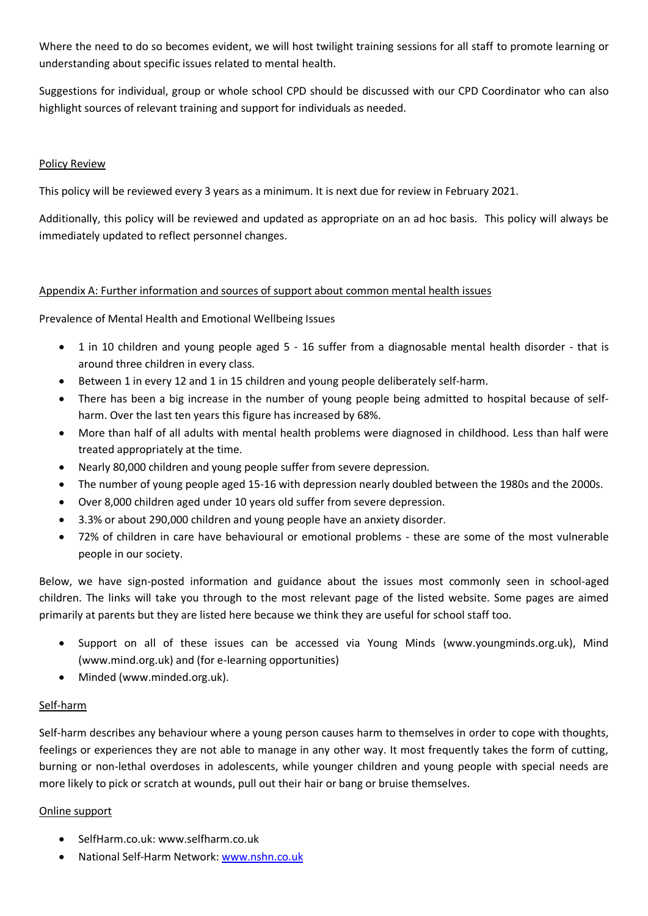Where the need to do so becomes evident, we will host twilight training sessions for all staff to promote learning or understanding about specific issues related to mental health.

Suggestions for individual, group or whole school CPD should be discussed with our CPD Coordinator who can also highlight sources of relevant training and support for individuals as needed.

## Policy Review

This policy will be reviewed every 3 years as a minimum. It is next due for review in February 2021.

Additionally, this policy will be reviewed and updated as appropriate on an ad hoc basis. This policy will always be immediately updated to reflect personnel changes.

## Appendix A: Further information and sources of support about common mental health issues

Prevalence of Mental Health and Emotional Wellbeing Issues

- 1 in 10 children and young people aged 5 - 16 suffer from a diagnosable mental health disorder - that is around three children in every class.
- Between 1 in every 12 and 1 in 15 children and young people deliberately self-harm.
- There has been a big increase in the number of young people being admitted to hospital because of self-harm. Over the last ten years this figure has increased by 68%.
- More than half of all adults with mental health problems were diagnosed in childhood. Less than half were treated appropriately at the time.
- Nearly 80,000 children and young people suffer from severe depression.
- The number of young people aged 15-16 with depression nearly doubled between the 1980s and the 2000s.
- Over 8,000 children aged under 10 years old suffer from severe depression.
- 3.3% or about 290,000 children and young people have an anxiety disorder.
- 72% of children in care have behavioural or emotional problems - these are some of the most vulnerable people in our society.

Below, we have sign-posted information and guidance about the issues most commonly seen in school-aged children. The links will take you through to the most relevant page of the listed website. Some pages are aimed primarily at parents but they are listed here because we think they are useful for school staff too.

- Support on all of these issues can be accessed via Young Minds (www.youngminds.org.uk), Mind (www.mind.org.uk) and (for e-learning opportunities)
- Minded (www.minded.org.uk).

### Self-harm

Self-harm describes any behaviour where a young person causes harm to themselves in order to cope with thoughts, feelings or experiences they are not able to manage in any other way. It most frequently takes the form of cutting, burning or non-lethal overdoses in adolescents, while younger children and young people with special needs are more likely to pick or scratch at wounds, pull out their hair or bang or bruise themselves.

### Online support

- SelfHarm.co.uk: www.selfharm.co.uk
- National Self-Harm Network: [www.nshn.co.uk](http://www.nshn.co.uk)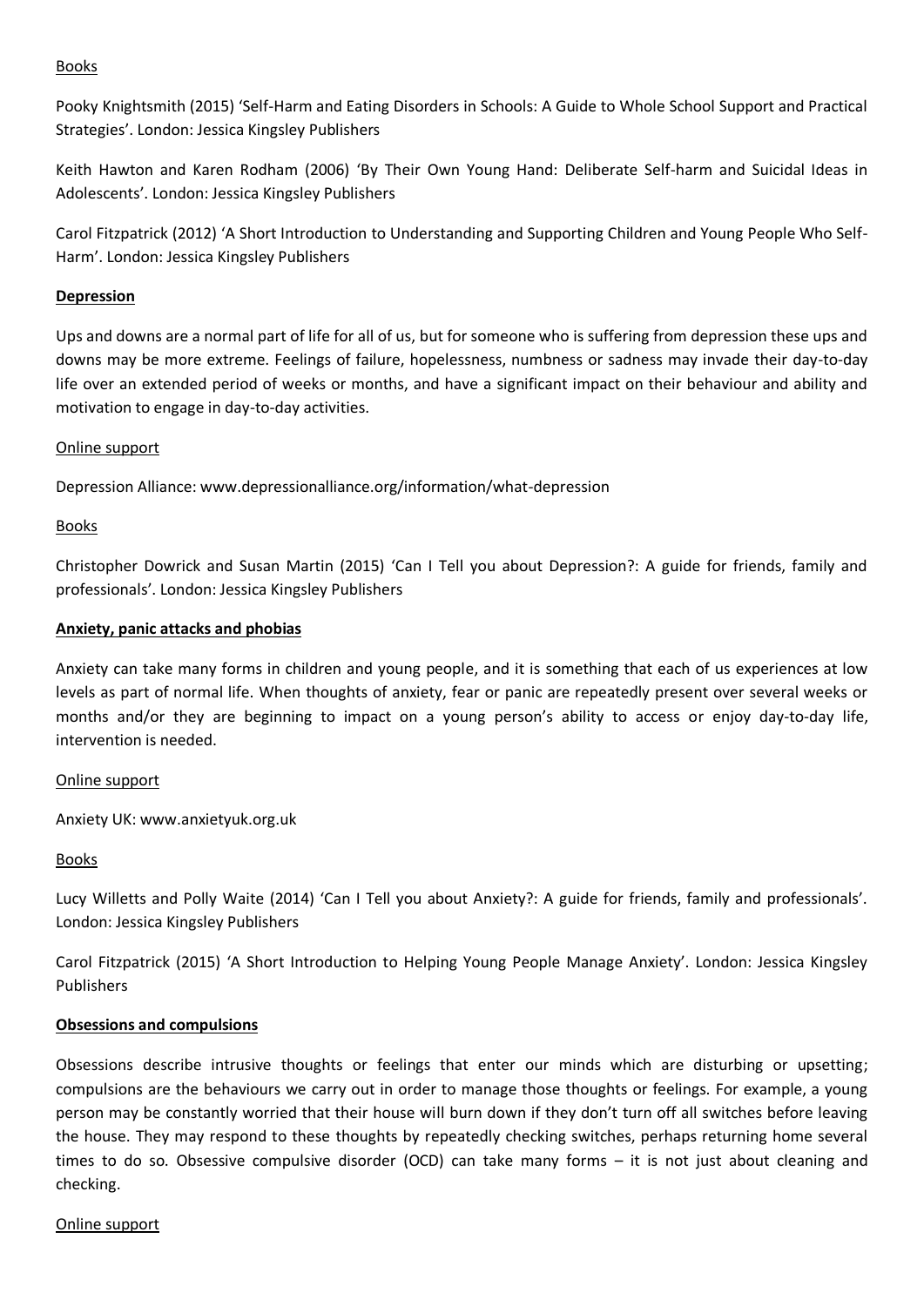Books

Pooky Knightsmith (2015) 'Self-Harm and Eating Disorders in Schools: A Guide to Whole School Support and Practical Strategies'. London: Jessica Kingsley Publishers

Keith Hawton and Karen Rodham (2006) 'By Their Own Young Hand: Deliberate Self-harm and Suicidal Ideas in Adolescents'. London: Jessica Kingsley Publishers

Carol Fitzpatrick (2012) 'A Short Introduction to Understanding and Supporting Children and Young People Who Self-Harm'. London: Jessica Kingsley Publishers

**Depression**

Ups and downs are a normal part of life for all of us, but for someone who is suffering from depression these ups and downs may be more extreme. Feelings of failure, hopelessness, numbness or sadness may invade their day-to-day life over an extended period of weeks or months, and have a significant impact on their behaviour and ability and motivation to engage in day-to-day activities.

Online support

Depression Alliance: www.depressionalliance.org/information/what-depression

Books

Christopher Dowrick and Susan Martin (2015) 'Can I Tell you about Depression?: A guide for friends, family and professionals'. London: Jessica Kingsley Publishers

**Anxiety, panic attacks and phobias**

Anxiety can take many forms in children and young people, and it is something that each of us experiences at low levels as part of normal life. When thoughts of anxiety, fear or panic are repeatedly present over several weeks or months and/or they are beginning to impact on a young person's ability to access or enjoy day-to-day life, intervention is needed.

Online support

Anxiety UK: www.anxietyuk.org.uk

Books

Lucy Willetts and Polly Waite (2014) 'Can I Tell you about Anxiety?: A guide for friends, family and professionals'. London: Jessica Kingsley Publishers

Carol Fitzpatrick (2015) 'A Short Introduction to Helping Young People Manage Anxiety'. London: Jessica Kingsley Publishers

**Obsessions and compulsions**

Obsessions describe intrusive thoughts or feelings that enter our minds which are disturbing or upsetting; compulsions are the behaviours we carry out in order to manage those thoughts or feelings. For example, a young person may be constantly worried that their house will burn down if they don't turn off all switches before leaving the house. They may respond to these thoughts by repeatedly checking switches, perhaps returning home several times to do so. Obsessive compulsive disorder (OCD) can take many forms – it is not just about cleaning and checking.

Online support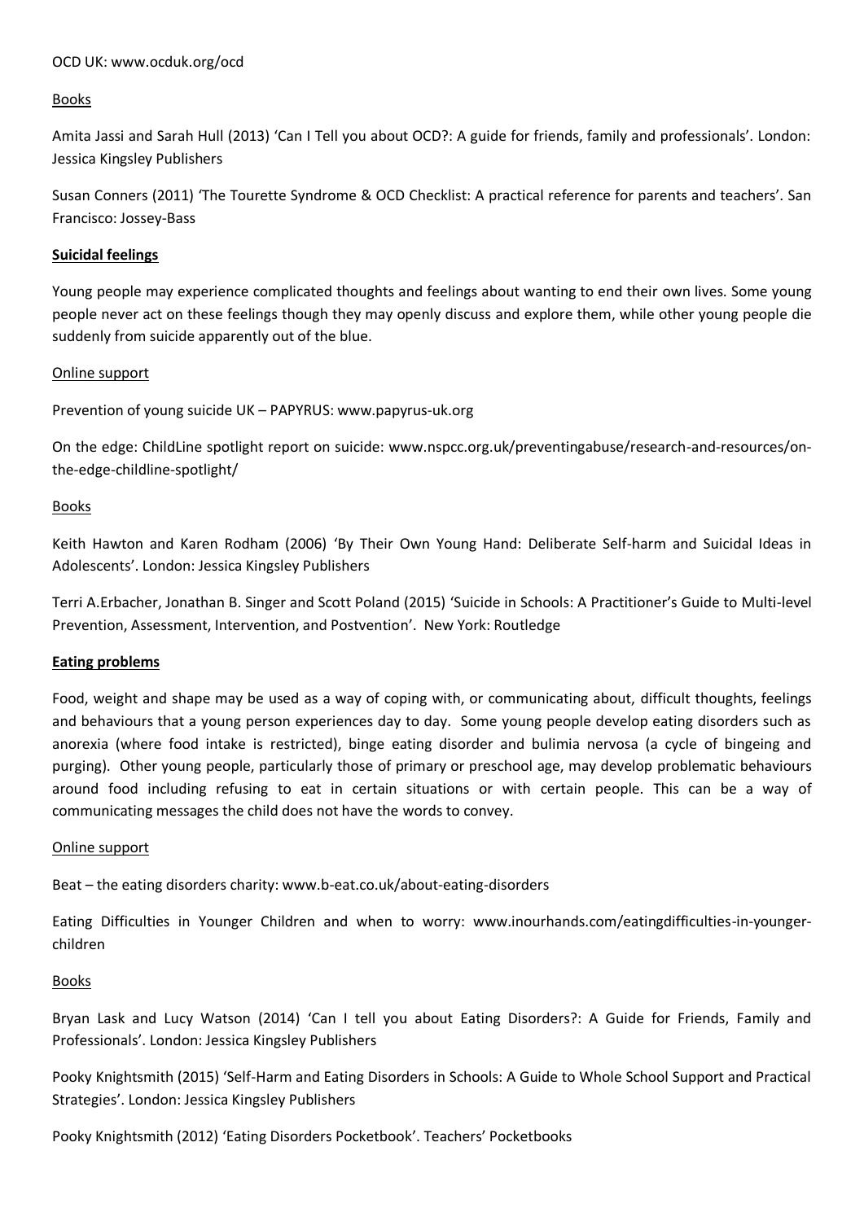OCD UK: www.ocduk.org/ocd

Books

Amita Jassi and Sarah Hull (2013) 'Can I Tell you about OCD?: A guide for friends, family and professionals'. London: Jessica Kingsley Publishers

Susan Conners (2011) 'The Tourette Syndrome & OCD Checklist: A practical reference for parents and teachers'. San Francisco: Jossey-Bass

## Suicidal feelings

Young people may experience complicated thoughts and feelings about wanting to end their own lives. Some young people never act on these feelings though they may openly discuss and explore them, while other young people die suddenly from suicide apparently out of the blue.

Online support

Prevention of young suicide UK – PAPYRUS: www.papyrus-uk.org

On the edge: ChildLine spotlight report on suicide: www.nspcc.org.uk/preventingabuse/research-and-resources/on-the-edge-childline-spotlight/

Books

Keith Hawton and Karen Rodham (2006) 'By Their Own Young Hand: Deliberate Self-harm and Suicidal Ideas in Adolescents'. London: Jessica Kingsley Publishers

Terri A.Erbacher, Jonathan B. Singer and Scott Poland (2015) 'Suicide in Schools: A Practitioner's Guide to Multi-level Prevention, Assessment, Intervention, and Postvention'. New York: Routledge

## Eating problems

Food, weight and shape may be used as a way of coping with, or communicating about, difficult thoughts, feelings and behaviours that a young person experiences day to day. Some young people develop eating disorders such as anorexia (where food intake is restricted), binge eating disorder and bulimia nervosa (a cycle of bingeing and purging). Other young people, particularly those of primary or preschool age, may develop problematic behaviours around food including refusing to eat in certain situations or with certain people. This can be a way of communicating messages the child does not have the words to convey.

Online support

Beat – the eating disorders charity: www.b-eat.co.uk/about-eating-disorders

Eating Difficulties in Younger Children and when to worry: www.inourhands.com/eatingdifficulties-in-younger-children

Books

Bryan Lask and Lucy Watson (2014) 'Can I tell you about Eating Disorders?: A Guide for Friends, Family and Professionals'. London: Jessica Kingsley Publishers

Pooky Knightsmith (2015) 'Self-Harm and Eating Disorders in Schools: A Guide to Whole School Support and Practical Strategies'. London: Jessica Kingsley Publishers

Pooky Knightsmith (2012) 'Eating Disorders Pocketbook'. Teachers' Pocketbooks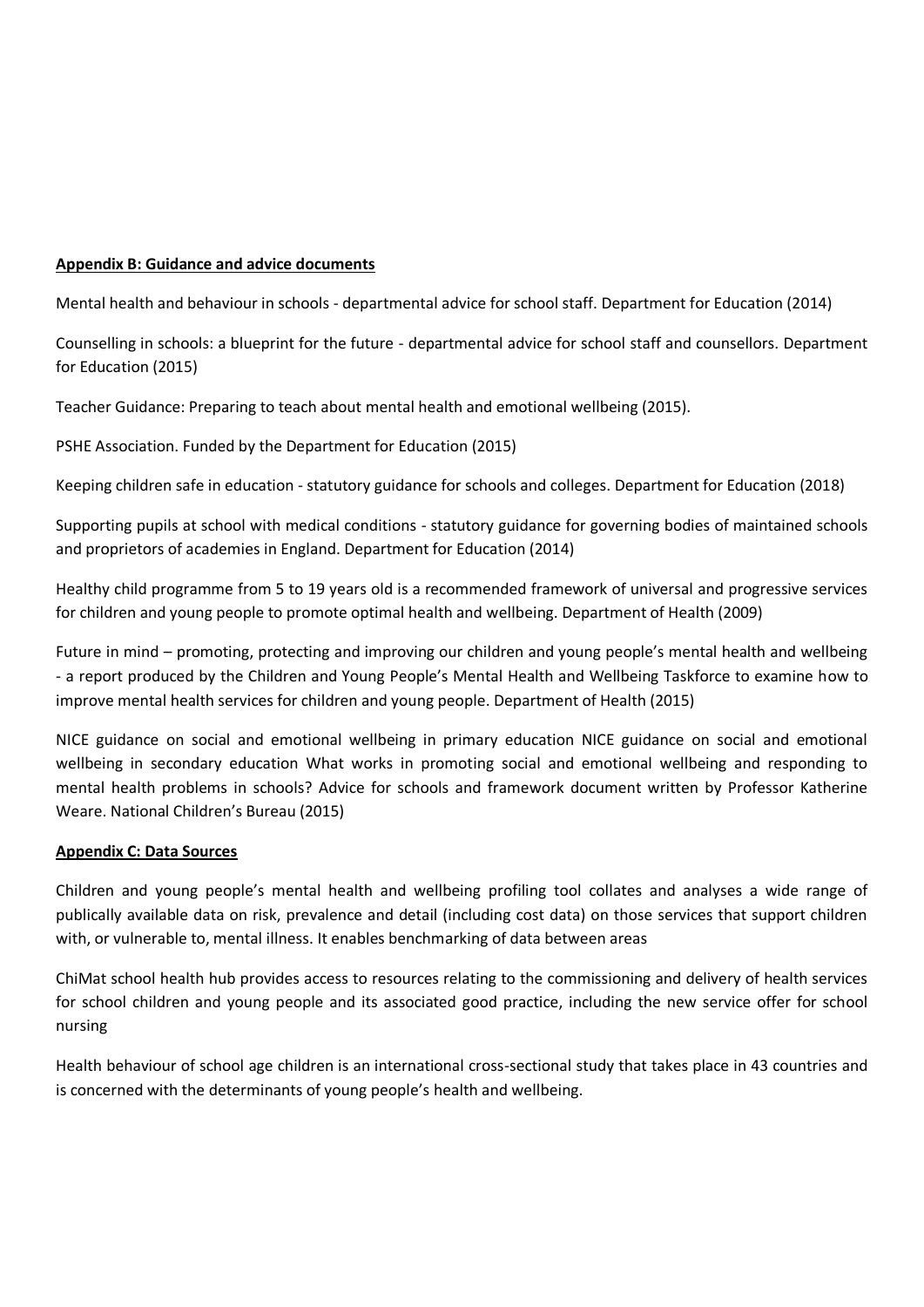**Appendix B: Guidance and advice documents**

Mental health and behaviour in schools - departmental advice for school staff. Department for Education (2014)

Counselling in schools: a blueprint for the future - departmental advice for school staff and counsellors. Department for Education (2015)

Teacher Guidance: Preparing to teach about mental health and emotional wellbeing (2015).

PSHE Association. Funded by the Department for Education (2015)

Keeping children safe in education - statutory guidance for schools and colleges. Department for Education (2018)

Supporting pupils at school with medical conditions - statutory guidance for governing bodies of maintained schools and proprietors of academies in England. Department for Education (2014)

Healthy child programme from 5 to 19 years old is a recommended framework of universal and progressive services for children and young people to promote optimal health and wellbeing. Department of Health (2009)

Future in mind – promoting, protecting and improving our children and young people's mental health and wellbeing - a report produced by the Children and Young People's Mental Health and Wellbeing Taskforce to examine how to improve mental health services for children and young people. Department of Health (2015)

NICE guidance on social and emotional wellbeing in primary education NICE guidance on social and emotional wellbeing in secondary education What works in promoting social and emotional wellbeing and responding to mental health problems in schools? Advice for schools and framework document written by Professor Katherine Weare. National Children's Bureau (2015)

**Appendix C: Data Sources**

Children and young people's mental health and wellbeing profiling tool collates and analyses a wide range of publically available data on risk, prevalence and detail (including cost data) on those services that support children with, or vulnerable to, mental illness. It enables benchmarking of data between areas

ChiMat school health hub provides access to resources relating to the commissioning and delivery of health services for school children and young people and its associated good practice, including the new service offer for school nursing

Health behaviour of school age children is an international cross-sectional study that takes place in 43 countries and is concerned with the determinants of young people's health and wellbeing.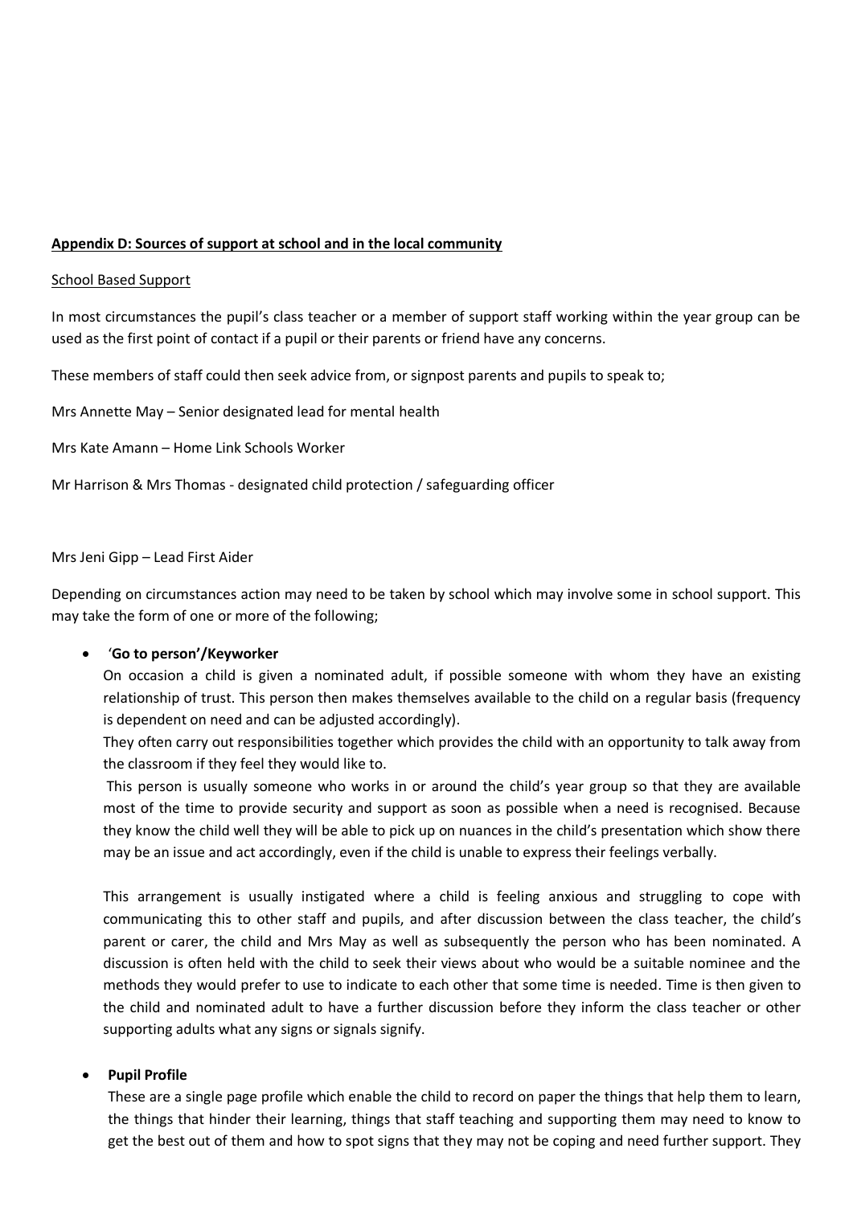## Appendix D: Sources of support at school and in the local community

School Based Support

In most circumstances the pupil's class teacher or a member of support staff working within the year group can be used as the first point of contact if a pupil or their parents or friend have any concerns.

These members of staff could then seek advice from, or signpost parents and pupils to speak to;

Mrs Annette May – Senior designated lead for mental health

Mrs Kate Amann – Home Link Schools Worker

Mr Harrison & Mrs Thomas - designated child protection / safeguarding officer

Mrs Jeni Gipp – Lead First Aider

Depending on circumstances action may need to be taken by school which may involve some in school support. This may take the form of one or more of the following;

- '**Go to person'/Keyworker**

  On occasion a child is given a nominated adult, if possible someone with whom they have an existing relationship of trust. This person then makes themselves available to the child on a regular basis (frequency is dependent on need and can be adjusted accordingly).

  They often carry out responsibilities together which provides the child with an opportunity to talk away from the classroom if they feel they would like to.

  This person is usually someone who works in or around the child's year group so that they are available most of the time to provide security and support as soon as possible when a need is recognised. Because they know the child well they will be able to pick up on nuances in the child's presentation which show there may be an issue and act accordingly, even if the child is unable to express their feelings verbally.

  This arrangement is usually instigated where a child is feeling anxious and struggling to cope with communicating this to other staff and pupils, and after discussion between the class teacher, the child's parent or carer, the child and Mrs May as well as subsequently the person who has been nominated. A discussion is often held with the child to seek their views about who would be a suitable nominee and the methods they would prefer to use to indicate to each other that some time is needed. Time is then given to the child and nominated adult to have a further discussion before they inform the class teacher or other supporting adults what any signs or signals signify.

- **Pupil Profile**

  These are a single page profile which enable the child to record on paper the things that help them to learn, the things that hinder their learning, things that staff teaching and supporting them may need to know to get the best out of them and how to spot signs that they may not be coping and need further support. They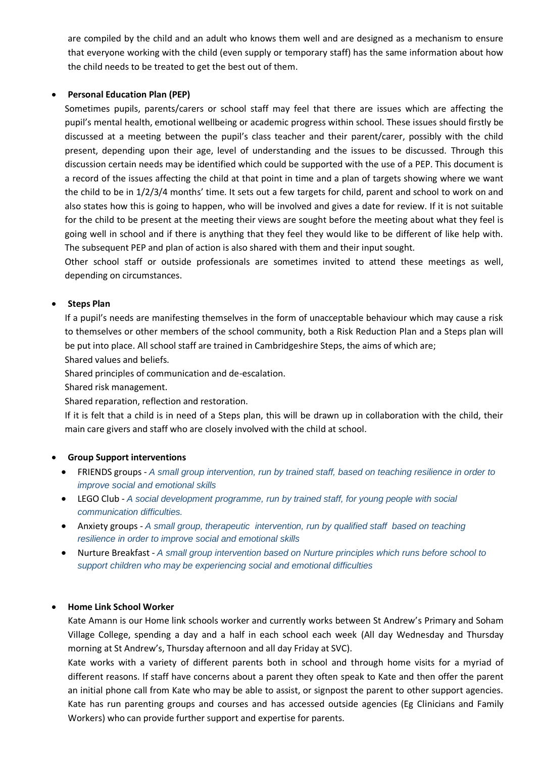are compiled by the child and an adult who knows them well and are designed as a mechanism to ensure that everyone working with the child (even supply or temporary staff) has the same information about how the child needs to be treated to get the best out of them.

- **Personal Education Plan (PEP)**

  Sometimes pupils, parents/carers or school staff may feel that there are issues which are affecting the pupil's mental health, emotional wellbeing or academic progress within school. These issues should firstly be discussed at a meeting between the pupil's class teacher and their parent/carer, possibly with the child present, depending upon their age, level of understanding and the issues to be discussed. Through this discussion certain needs may be identified which could be supported with the use of a PEP. This document is a record of the issues affecting the child at that point in time and a plan of targets showing where we want the child to be in 1/2/3/4 months' time. It sets out a few targets for child, parent and school to work on and also states how this is going to happen, who will be involved and gives a date for review. If it is not suitable for the child to be present at the meeting their views are sought before the meeting about what they feel is going well in school and if there is anything that they feel they would like to be different of like help with. The subsequent PEP and plan of action is also shared with them and their input sought.

  Other school staff or outside professionals are sometimes invited to attend these meetings as well, depending on circumstances.

- **Steps Plan**

  If a pupil's needs are manifesting themselves in the form of unacceptable behaviour which may cause a risk to themselves or other members of the school community, both a Risk Reduction Plan and a Steps plan will be put into place. All school staff are trained in Cambridgeshire Steps, the aims of which are;

  Shared values and beliefs.

  Shared principles of communication and de-escalation.

  Shared risk management.

  Shared reparation, reflection and restoration.

  If it is felt that a child is in need of a Steps plan, this will be drawn up in collaboration with the child, their main care givers and staff who are closely involved with the child at school.

- **Group Support interventions**
  - FRIENDS groups - *A small group intervention, run by trained staff, based on teaching resilience in order to improve social and emotional skills*
  - LEGO Club - *A social development programme, run by trained staff, for young people with social communication difficulties.*
  - Anxiety groups - *A small group, therapeutic intervention, run by qualified staff based on teaching resilience in order to improve social and emotional skills*
  - Nurture Breakfast - *A small group intervention based on Nurture principles which runs before school to support children who may be experiencing social and emotional difficulties*

- **Home Link School Worker**

  Kate Amann is our Home link schools worker and currently works between St Andrew's Primary and Soham Village College, spending a day and a half in each school each week (All day Wednesday and Thursday morning at St Andrew's, Thursday afternoon and all day Friday at SVC).

  Kate works with a variety of different parents both in school and through home visits for a myriad of different reasons. If staff have concerns about a parent they often speak to Kate and then offer the parent an initial phone call from Kate who may be able to assist, or signpost the parent to other support agencies. Kate has run parenting groups and courses and has accessed outside agencies (Eg Clinicians and Family Workers) who can provide further support and expertise for parents.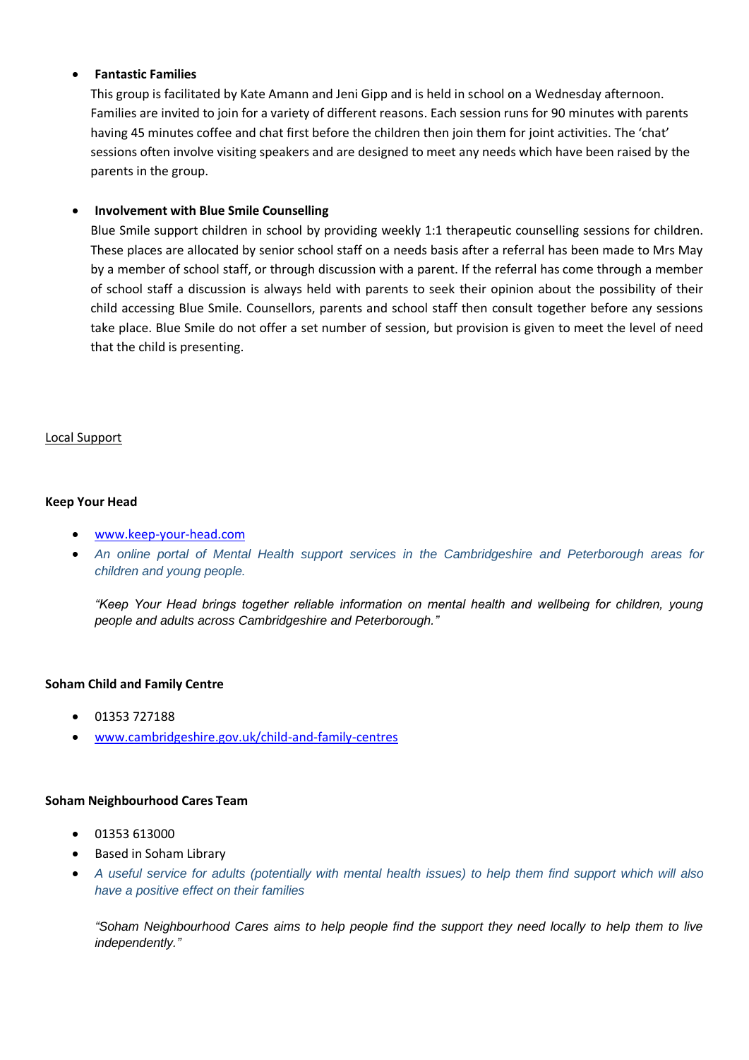- **Fantastic Families**

  This group is facilitated by Kate Amann and Jeni Gipp and is held in school on a Wednesday afternoon. Families are invited to join for a variety of different reasons. Each session runs for 90 minutes with parents having 45 minutes coffee and chat first before the children then join them for joint activities. The 'chat' sessions often involve visiting speakers and are designed to meet any needs which have been raised by the parents in the group.

- **Involvement with Blue Smile Counselling**

  Blue Smile support children in school by providing weekly 1:1 therapeutic counselling sessions for children. These places are allocated by senior school staff on a needs basis after a referral has been made to Mrs May by a member of school staff, or through discussion with a parent. If the referral has come through a member of school staff a discussion is always held with parents to seek their opinion about the possibility of their child accessing Blue Smile. Counsellors, parents and school staff then consult together before any sessions take place. Blue Smile do not offer a set number of session, but provision is given to meet the level of need that the child is presenting.

<u>Local Support</u>

**Keep Your Head**

- www.keep-your-head.com
- *An online portal of Mental Health support services in the Cambridgeshire and Peterborough areas for children and young people.*

  *"Keep Your Head brings together reliable information on mental health and wellbeing for children, young people and adults across Cambridgeshire and Peterborough."*

**Soham Child and Family Centre**

- 01353 727188
- www.cambridgeshire.gov.uk/child-and-family-centres

**Soham Neighbourhood Cares Team**

- 01353 613000
- Based in Soham Library
- *A useful service for adults (potentially with mental health issues) to help them find support which will also have a positive effect on their families*

  *"Soham Neighbourhood Cares aims to help people find the support they need locally to help them to live independently."*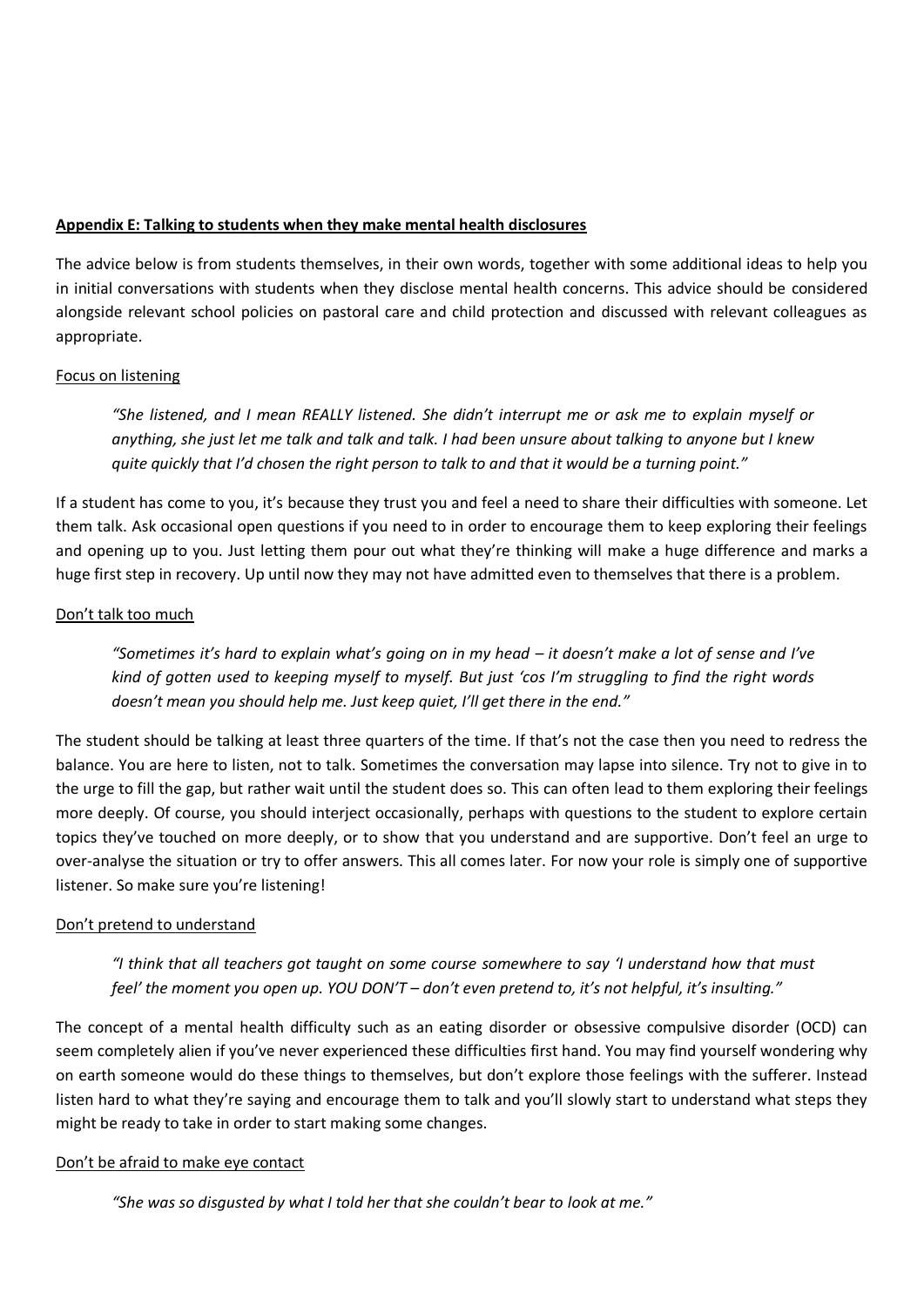**Appendix E: Talking to students when they make mental health disclosures**

The advice below is from students themselves, in their own words, together with some additional ideas to help you in initial conversations with students when they disclose mental health concerns. This advice should be considered alongside relevant school policies on pastoral care and child protection and discussed with relevant colleagues as appropriate.

Focus on listening

> *"She listened, and I mean REALLY listened. She didn't interrupt me or ask me to explain myself or anything, she just let me talk and talk and talk. I had been unsure about talking to anyone but I knew quite quickly that I'd chosen the right person to talk to and that it would be a turning point."*

If a student has come to you, it's because they trust you and feel a need to share their difficulties with someone. Let them talk. Ask occasional open questions if you need to in order to encourage them to keep exploring their feelings and opening up to you. Just letting them pour out what they're thinking will make a huge difference and marks a huge first step in recovery. Up until now they may not have admitted even to themselves that there is a problem.

Don't talk too much

> *"Sometimes it's hard to explain what's going on in my head – it doesn't make a lot of sense and I've kind of gotten used to keeping myself to myself. But just 'cos I'm struggling to find the right words doesn't mean you should help me. Just keep quiet, I'll get there in the end."*

The student should be talking at least three quarters of the time. If that's not the case then you need to redress the balance. You are here to listen, not to talk. Sometimes the conversation may lapse into silence. Try not to give in to the urge to fill the gap, but rather wait until the student does so. This can often lead to them exploring their feelings more deeply. Of course, you should interject occasionally, perhaps with questions to the student to explore certain topics they've touched on more deeply, or to show that you understand and are supportive. Don't feel an urge to over-analyse the situation or try to offer answers. This all comes later. For now your role is simply one of supportive listener. So make sure you're listening!

Don't pretend to understand

> *"I think that all teachers got taught on some course somewhere to say 'I understand how that must feel' the moment you open up. YOU DON'T – don't even pretend to, it's not helpful, it's insulting."*

The concept of a mental health difficulty such as an eating disorder or obsessive compulsive disorder (OCD) can seem completely alien if you've never experienced these difficulties first hand. You may find yourself wondering why on earth someone would do these things to themselves, but don't explore those feelings with the sufferer. Instead listen hard to what they're saying and encourage them to talk and you'll slowly start to understand what steps they might be ready to take in order to start making some changes.

Don't be afraid to make eye contact

> *"She was so disgusted by what I told her that she couldn't bear to look at me."*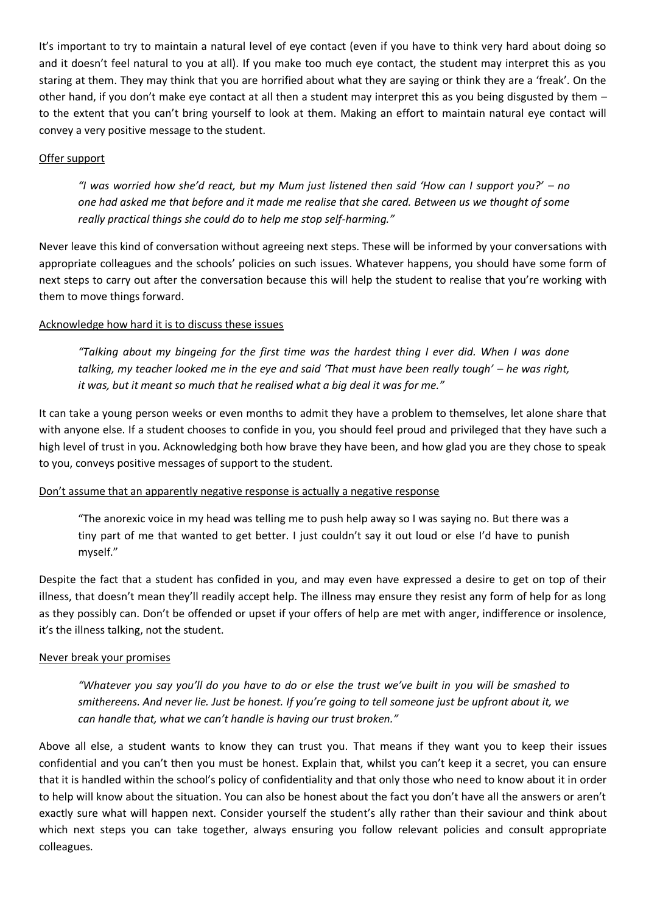It's important to try to maintain a natural level of eye contact (even if you have to think very hard about doing so and it doesn't feel natural to you at all). If you make too much eye contact, the student may interpret this as you staring at them. They may think that you are horrified about what they are saying or think they are a 'freak'. On the other hand, if you don't make eye contact at all then a student may interpret this as you being disgusted by them – to the extent that you can't bring yourself to look at them. Making an effort to maintain natural eye contact will convey a very positive message to the student.

<u>Offer support</u>

> *"I was worried how she'd react, but my Mum just listened then said 'How can I support you?' – no one had asked me that before and it made me realise that she cared. Between us we thought of some really practical things she could do to help me stop self-harming."*

Never leave this kind of conversation without agreeing next steps. These will be informed by your conversations with appropriate colleagues and the schools' policies on such issues. Whatever happens, you should have some form of next steps to carry out after the conversation because this will help the student to realise that you're working with them to move things forward.

<u>Acknowledge how hard it is to discuss these issues</u>

> *"Talking about my bingeing for the first time was the hardest thing I ever did. When I was done talking, my teacher looked me in the eye and said 'That must have been really tough' – he was right, it was, but it meant so much that he realised what a big deal it was for me."*

It can take a young person weeks or even months to admit they have a problem to themselves, let alone share that with anyone else. If a student chooses to confide in you, you should feel proud and privileged that they have such a high level of trust in you. Acknowledging both how brave they have been, and how glad you are they chose to speak to you, conveys positive messages of support to the student.

<u>Don't assume that an apparently negative response is actually a negative response</u>

> "The anorexic voice in my head was telling me to push help away so I was saying no. But there was a tiny part of me that wanted to get better. I just couldn't say it out loud or else I'd have to punish myself."

Despite the fact that a student has confided in you, and may even have expressed a desire to get on top of their illness, that doesn't mean they'll readily accept help. The illness may ensure they resist any form of help for as long as they possibly can. Don't be offended or upset if your offers of help are met with anger, indifference or insolence, it's the illness talking, not the student.

<u>Never break your promises</u>

> *"Whatever you say you'll do you have to do or else the trust we've built in you will be smashed to smithereens. And never lie. Just be honest. If you're going to tell someone just be upfront about it, we can handle that, what we can't handle is having our trust broken."*

Above all else, a student wants to know they can trust you. That means if they want you to keep their issues confidential and you can't then you must be honest. Explain that, whilst you can't keep it a secret, you can ensure that it is handled within the school's policy of confidentiality and that only those who need to know about it in order to help will know about the situation. You can also be honest about the fact you don't have all the answers or aren't exactly sure what will happen next. Consider yourself the student's ally rather than their saviour and think about which next steps you can take together, always ensuring you follow relevant policies and consult appropriate colleagues.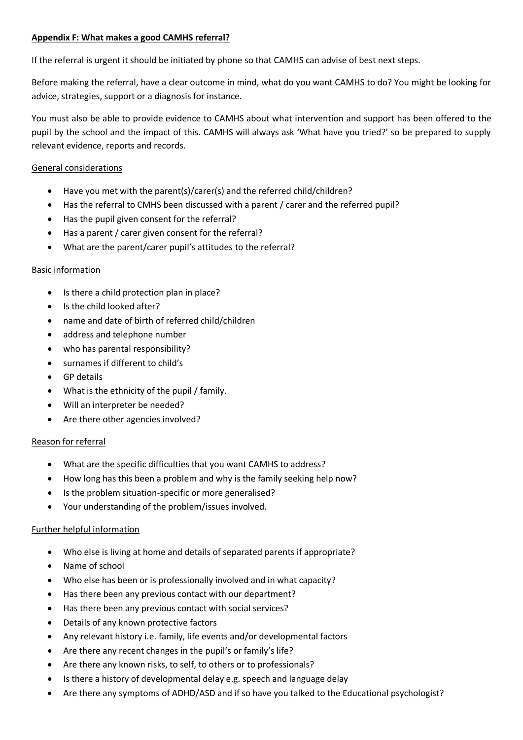## Appendix F: What makes a good CAMHS referral?

If the referral is urgent it should be initiated by phone so that CAMHS can advise of best next steps.

Before making the referral, have a clear outcome in mind, what do you want CAMHS to do? You might be looking for advice, strategies, support or a diagnosis for instance.

You must also be able to provide evidence to CAMHS about what intervention and support has been offered to the pupil by the school and the impact of this. CAMHS will always ask 'What have you tried?' so be prepared to supply relevant evidence, reports and records.

### General considerations

- Have you met with the parent(s)/carer(s) and the referred child/children?
- Has the referral to CMHS been discussed with a parent / carer and the referred pupil?
- Has the pupil given consent for the referral?
- Has a parent / carer given consent for the referral?
- What are the parent/carer pupil's attitudes to the referral?

### Basic information

- Is there a child protection plan in place?
- Is the child looked after?
- name and date of birth of referred child/children
- address and telephone number
- who has parental responsibility?
- surnames if different to child's
- GP details
- What is the ethnicity of the pupil / family.
- Will an interpreter be needed?
- Are there other agencies involved?

### Reason for referral

- What are the specific difficulties that you want CAMHS to address?
- How long has this been a problem and why is the family seeking help now?
- Is the problem situation-specific or more generalised?
- Your understanding of the problem/issues involved.

### Further helpful information

- Who else is living at home and details of separated parents if appropriate?
- Name of school
- Who else has been or is professionally involved and in what capacity?
- Has there been any previous contact with our department?
- Has there been any previous contact with social services?
- Details of any known protective factors
- Any relevant history i.e. family, life events and/or developmental factors
- Are there any recent changes in the pupil's or family's life?
- Are there any known risks, to self, to others or to professionals?
- Is there a history of developmental delay e.g. speech and language delay
- Are there any symptoms of ADHD/ASD and if so have you talked to the Educational psychologist?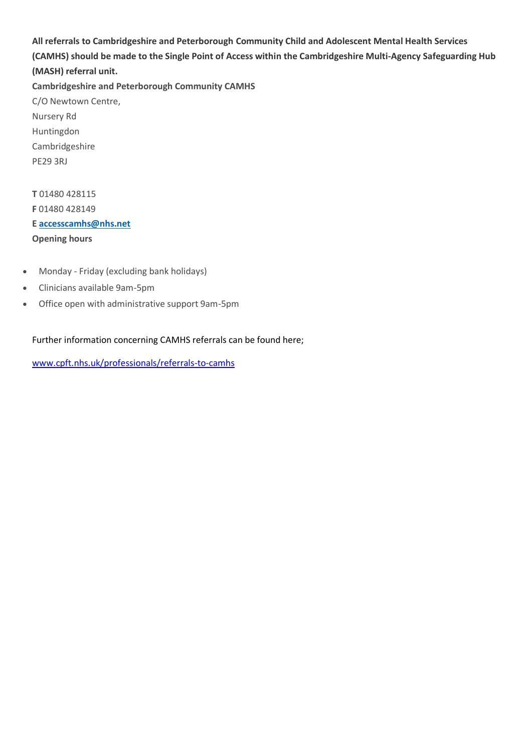**All referrals to Cambridgeshire and Peterborough Community Child and Adolescent Mental Health Services (CAMHS) should be made to the Single Point of Access within the Cambridgeshire Multi-Agency Safeguarding Hub (MASH) referral unit.**

**Cambridgeshire and Peterborough Community CAMHS**

C/O Newtown Centre,
Nursery Rd
Huntingdon
Cambridgeshire
PE29 3RJ

**T** 01480 428115
**F** 01480 428149
**E** **accesscamhs@nhs.net**

**Opening hours**

- Monday - Friday (excluding bank holidays)
- Clinicians available 9am-5pm
- Office open with administrative support 9am-5pm

Further information concerning CAMHS referrals can be found here;

www.cpft.nhs.uk/professionals/referrals-to-camhs